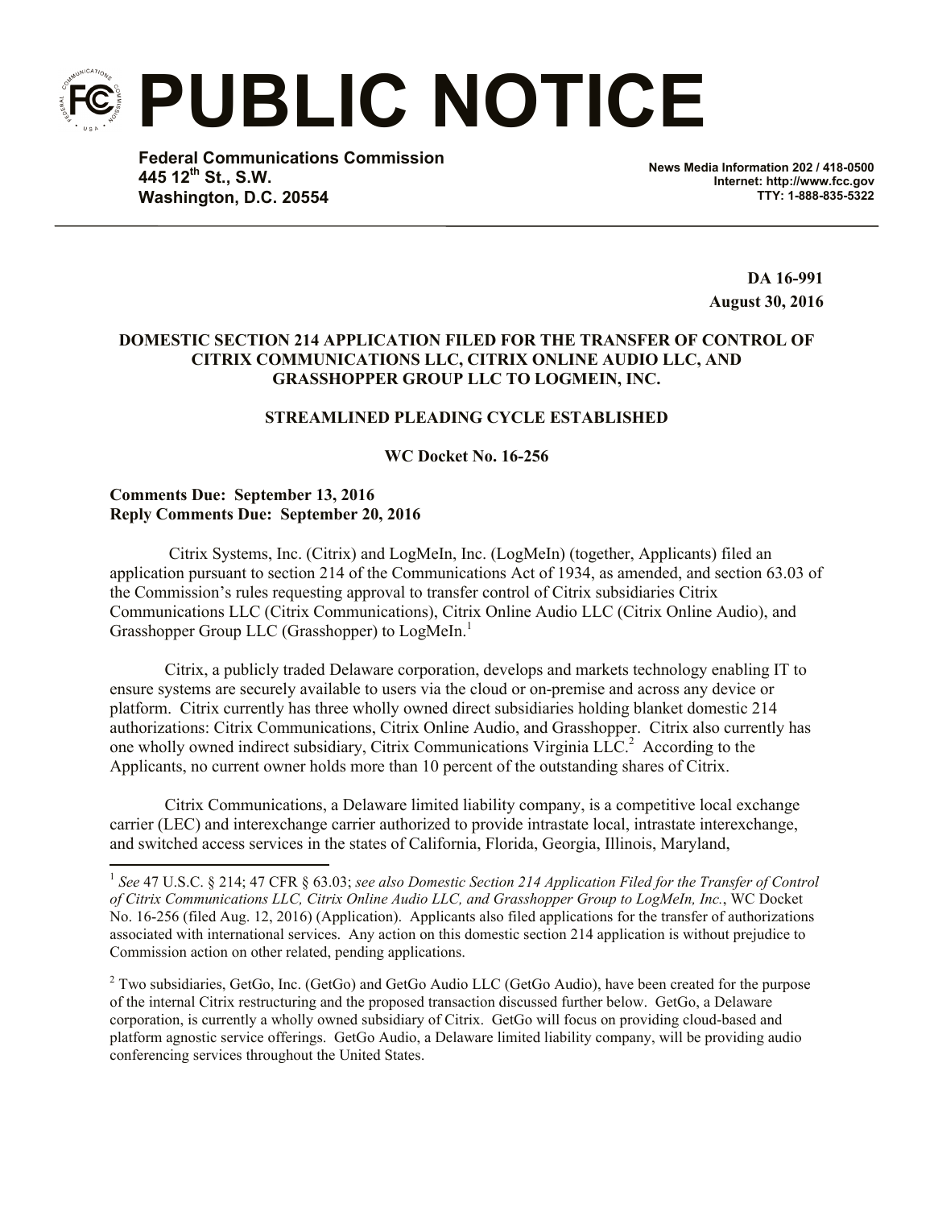# PUBLIC NOTICE

**Federal Communications Commission**
**445 12th St., S.W.**
**Washington, D.C. 20554**

**News Media Information 202 / 418-0500**
**Internet: http://www.fcc.gov**
**TTY: 1-888-835-5322**

**DA 16-991**
**August 30, 2016**

**DOMESTIC SECTION 214 APPLICATION FILED FOR THE TRANSFER OF CONTROL OF CITRIX COMMUNICATIONS LLC, CITRIX ONLINE AUDIO LLC, AND GRASSHOPPER GROUP LLC TO LOGMEIN, INC.**

**STREAMLINED PLEADING CYCLE ESTABLISHED**

**WC Docket No. 16-256**

**Comments Due: September 13, 2016**
**Reply Comments Due: September 20, 2016**

Citrix Systems, Inc. (Citrix) and LogMeIn, Inc. (LogMeIn) (together, Applicants) filed an application pursuant to section 214 of the Communications Act of 1934, as amended, and section 63.03 of the Commission's rules requesting approval to transfer control of Citrix subsidiaries Citrix Communications LLC (Citrix Communications), Citrix Online Audio LLC (Citrix Online Audio), and Grasshopper Group LLC (Grasshopper) to LogMeIn.[1]

Citrix, a publicly traded Delaware corporation, develops and markets technology enabling IT to ensure systems are securely available to users via the cloud or on-premise and across any device or platform. Citrix currently has three wholly owned direct subsidiaries holding blanket domestic 214 authorizations: Citrix Communications, Citrix Online Audio, and Grasshopper. Citrix also currently has one wholly owned indirect subsidiary, Citrix Communications Virginia LLC.[2] According to the Applicants, no current owner holds more than 10 percent of the outstanding shares of Citrix.

Citrix Communications, a Delaware limited liability company, is a competitive local exchange carrier (LEC) and interexchange carrier authorized to provide intrastate local, intrastate interexchange, and switched access services in the states of California, Florida, Georgia, Illinois, Maryland,

---

[1] *See* 47 U.S.C. § 214; 47 CFR § 63.03; *see also Domestic Section 214 Application Filed for the Transfer of Control of Citrix Communications LLC, Citrix Online Audio LLC, and Grasshopper Group to LogMeIn, Inc.*, WC Docket No. 16-256 (filed Aug. 12, 2016) (Application). Applicants also filed applications for the transfer of authorizations associated with international services. Any action on this domestic section 214 application is without prejudice to Commission action on other related, pending applications.

[2] Two subsidiaries, GetGo, Inc. (GetGo) and GetGo Audio LLC (GetGo Audio), have been created for the purpose of the internal Citrix restructuring and the proposed transaction discussed further below. GetGo, a Delaware corporation, is currently a wholly owned subsidiary of Citrix. GetGo will focus on providing cloud-based and platform agnostic service offerings. GetGo Audio, a Delaware limited liability company, will be providing audio conferencing services throughout the United States.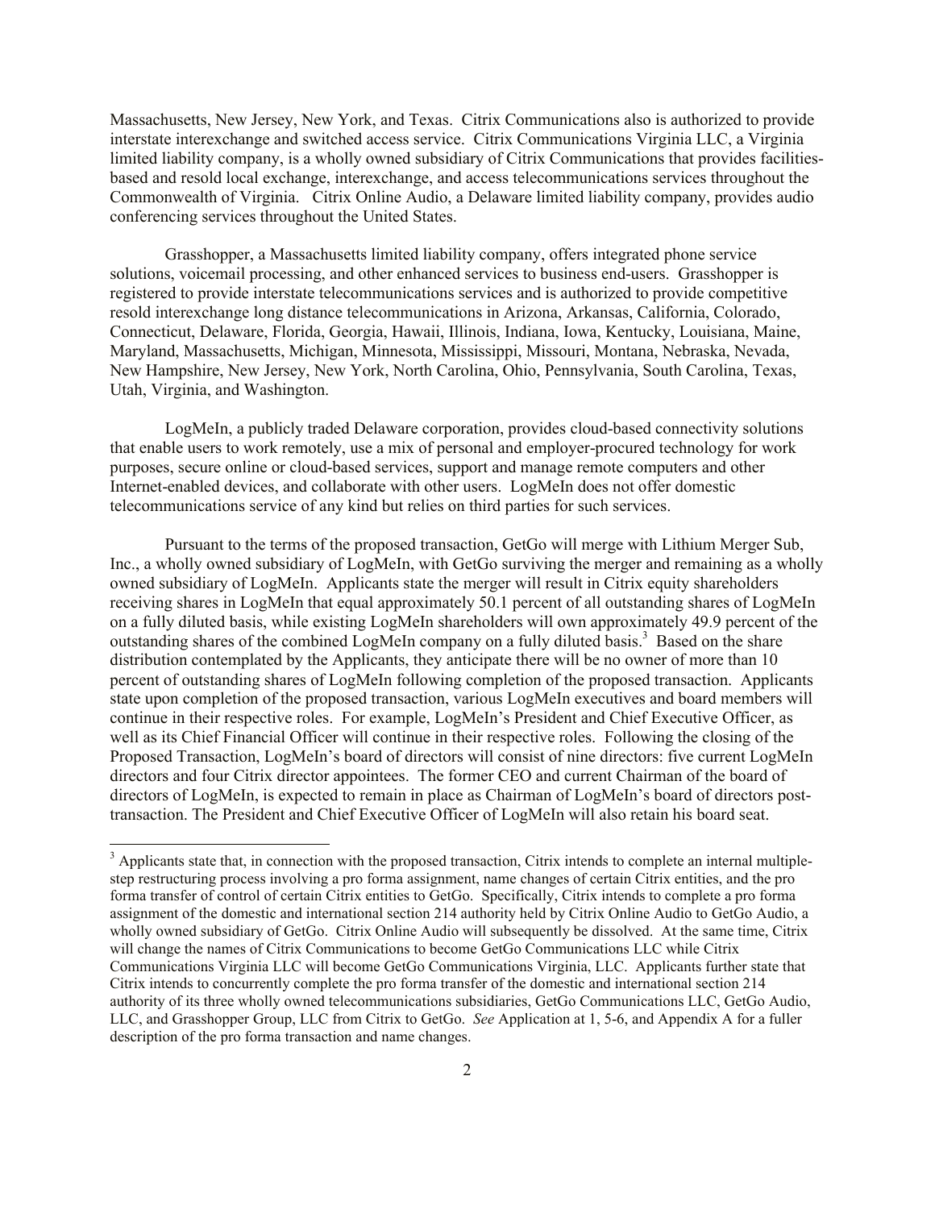Massachusetts, New Jersey, New York, and Texas. Citrix Communications also is authorized to provide interstate interexchange and switched access service. Citrix Communications Virginia LLC, a Virginia limited liability company, is a wholly owned subsidiary of Citrix Communications that provides facilities-based and resold local exchange, interexchange, and access telecommunications services throughout the Commonwealth of Virginia. Citrix Online Audio, a Delaware limited liability company, provides audio conferencing services throughout the United States.

Grasshopper, a Massachusetts limited liability company, offers integrated phone service solutions, voicemail processing, and other enhanced services to business end-users. Grasshopper is registered to provide interstate telecommunications services and is authorized to provide competitive resold interexchange long distance telecommunications in Arizona, Arkansas, California, Colorado, Connecticut, Delaware, Florida, Georgia, Hawaii, Illinois, Indiana, Iowa, Kentucky, Louisiana, Maine, Maryland, Massachusetts, Michigan, Minnesota, Mississippi, Missouri, Montana, Nebraska, Nevada, New Hampshire, New Jersey, New York, North Carolina, Ohio, Pennsylvania, South Carolina, Texas, Utah, Virginia, and Washington.

LogMeIn, a publicly traded Delaware corporation, provides cloud-based connectivity solutions that enable users to work remotely, use a mix of personal and employer-procured technology for work purposes, secure online or cloud-based services, support and manage remote computers and other Internet-enabled devices, and collaborate with other users. LogMeIn does not offer domestic telecommunications service of any kind but relies on third parties for such services.

Pursuant to the terms of the proposed transaction, GetGo will merge with Lithium Merger Sub, Inc., a wholly owned subsidiary of LogMeIn, with GetGo surviving the merger and remaining as a wholly owned subsidiary of LogMeIn. Applicants state the merger will result in Citrix equity shareholders receiving shares in LogMeIn that equal approximately 50.1 percent of all outstanding shares of LogMeIn on a fully diluted basis, while existing LogMeIn shareholders will own approximately 49.9 percent of the outstanding shares of the combined LogMeIn company on a fully diluted basis.[3] Based on the share distribution contemplated by the Applicants, they anticipate there will be no owner of more than 10 percent of outstanding shares of LogMeIn following completion of the proposed transaction. Applicants state upon completion of the proposed transaction, various LogMeIn executives and board members will continue in their respective roles. For example, LogMeIn's President and Chief Executive Officer, as well as its Chief Financial Officer will continue in their respective roles. Following the closing of the Proposed Transaction, LogMeIn's board of directors will consist of nine directors: five current LogMeIn directors and four Citrix director appointees. The former CEO and current Chairman of the board of directors of LogMeIn, is expected to remain in place as Chairman of LogMeIn's board of directors post-transaction. The President and Chief Executive Officer of LogMeIn will also retain his board seat.

---

[3] Applicants state that, in connection with the proposed transaction, Citrix intends to complete an internal multiple-step restructuring process involving a pro forma assignment, name changes of certain Citrix entities, and the pro forma transfer of control of certain Citrix entities to GetGo. Specifically, Citrix intends to complete a pro forma assignment of the domestic and international section 214 authority held by Citrix Online Audio to GetGo Audio, a wholly owned subsidiary of GetGo. Citrix Online Audio will subsequently be dissolved. At the same time, Citrix will change the names of Citrix Communications to become GetGo Communications LLC while Citrix Communications Virginia LLC will become GetGo Communications Virginia, LLC. Applicants further state that Citrix intends to concurrently complete the pro forma transfer of the domestic and international section 214 authority of its three wholly owned telecommunications subsidiaries, GetGo Communications LLC, GetGo Audio, LLC, and Grasshopper Group, LLC from Citrix to GetGo. *See* Application at 1, 5-6, and Appendix A for a fuller description of the pro forma transaction and name changes.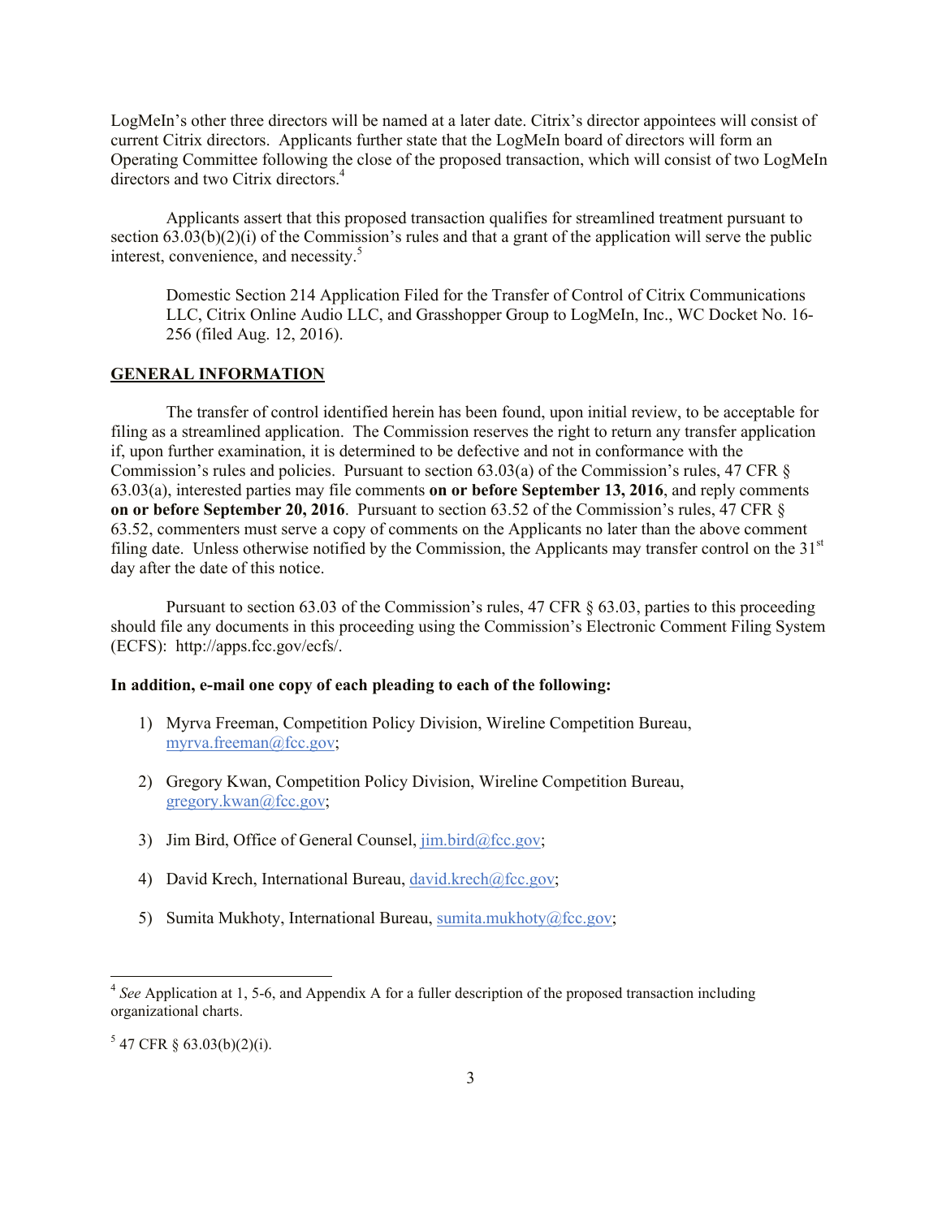LogMeIn's other three directors will be named at a later date. Citrix's director appointees will consist of current Citrix directors. Applicants further state that the LogMeIn board of directors will form an Operating Committee following the close of the proposed transaction, which will consist of two LogMeIn directors and two Citrix directors.[4]

Applicants assert that this proposed transaction qualifies for streamlined treatment pursuant to section 63.03(b)(2)(i) of the Commission's rules and that a grant of the application will serve the public interest, convenience, and necessity.[5]

Domestic Section 214 Application Filed for the Transfer of Control of Citrix Communications LLC, Citrix Online Audio LLC, and Grasshopper Group to LogMeIn, Inc., WC Docket No. 16-256 (filed Aug. 12, 2016).

**GENERAL INFORMATION**

The transfer of control identified herein has been found, upon initial review, to be acceptable for filing as a streamlined application. The Commission reserves the right to return any transfer application if, upon further examination, it is determined to be defective and not in conformance with the Commission's rules and policies. Pursuant to section 63.03(a) of the Commission's rules, 47 CFR § 63.03(a), interested parties may file comments **on or before September 13, 2016**, and reply comments **on or before September 20, 2016**. Pursuant to section 63.52 of the Commission's rules, 47 CFR § 63.52, commenters must serve a copy of comments on the Applicants no later than the above comment filing date. Unless otherwise notified by the Commission, the Applicants may transfer control on the 31st day after the date of this notice.

Pursuant to section 63.03 of the Commission's rules, 47 CFR § 63.03, parties to this proceeding should file any documents in this proceeding using the Commission's Electronic Comment Filing System (ECFS): http://apps.fcc.gov/ecfs/.

**In addition, e-mail one copy of each pleading to each of the following:**

1) Myrva Freeman, Competition Policy Division, Wireline Competition Bureau, myrva.freeman@fcc.gov;

2) Gregory Kwan, Competition Policy Division, Wireline Competition Bureau, gregory.kwan@fcc.gov;

3) Jim Bird, Office of General Counsel, jim.bird@fcc.gov;

4) David Krech, International Bureau, david.krech@fcc.gov;

5) Sumita Mukhoty, International Bureau, sumita.mukhoty@fcc.gov;

---

[4] *See* Application at 1, 5-6, and Appendix A for a fuller description of the proposed transaction including organizational charts.

[5] 47 CFR § 63.03(b)(2)(i).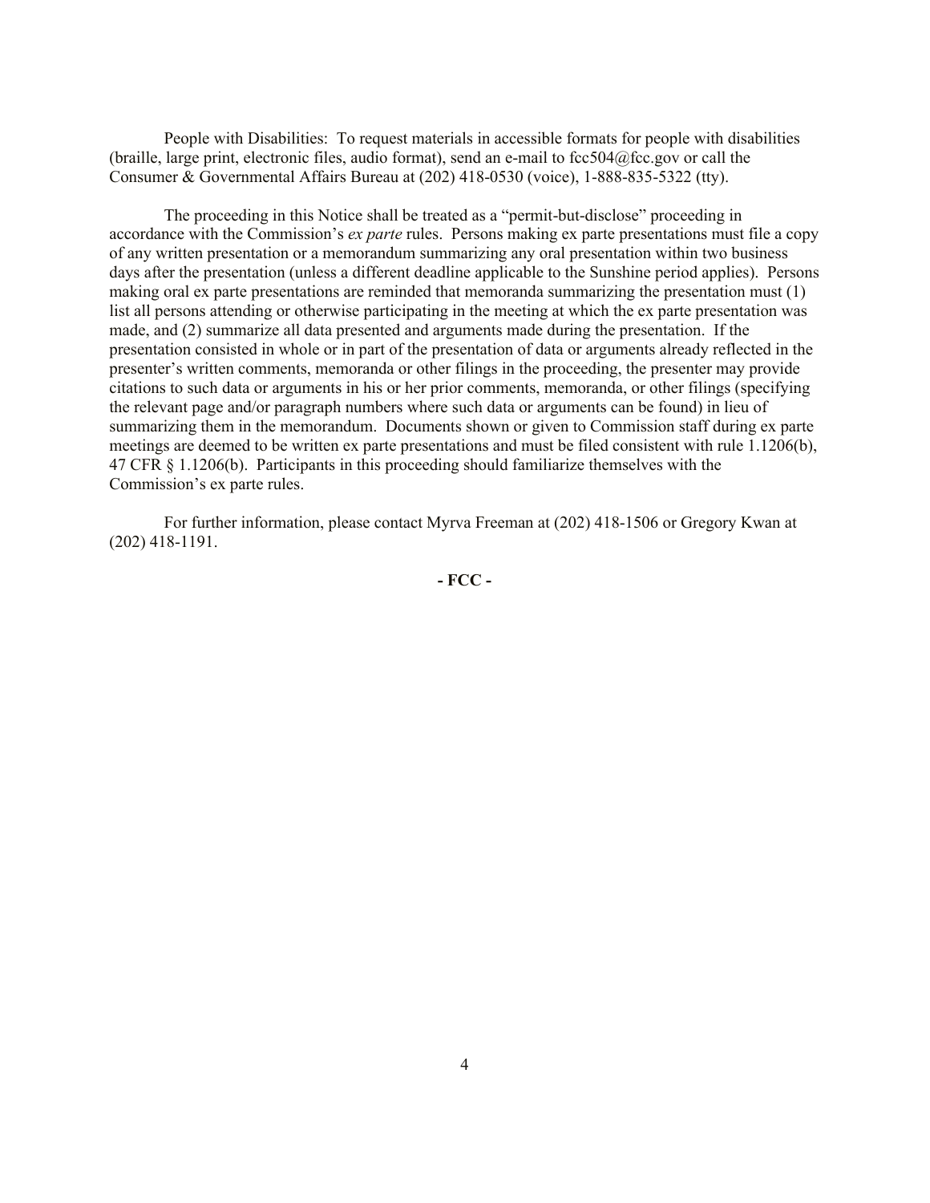People with Disabilities: To request materials in accessible formats for people with disabilities (braille, large print, electronic files, audio format), send an e-mail to fcc504@fcc.gov or call the Consumer & Governmental Affairs Bureau at (202) 418-0530 (voice), 1-888-835-5322 (tty).

The proceeding in this Notice shall be treated as a "permit-but-disclose" proceeding in accordance with the Commission's *ex parte* rules. Persons making ex parte presentations must file a copy of any written presentation or a memorandum summarizing any oral presentation within two business days after the presentation (unless a different deadline applicable to the Sunshine period applies). Persons making oral ex parte presentations are reminded that memoranda summarizing the presentation must (1) list all persons attending or otherwise participating in the meeting at which the ex parte presentation was made, and (2) summarize all data presented and arguments made during the presentation. If the presentation consisted in whole or in part of the presentation of data or arguments already reflected in the presenter's written comments, memoranda or other filings in the proceeding, the presenter may provide citations to such data or arguments in his or her prior comments, memoranda, or other filings (specifying the relevant page and/or paragraph numbers where such data or arguments can be found) in lieu of summarizing them in the memorandum. Documents shown or given to Commission staff during ex parte meetings are deemed to be written ex parte presentations and must be filed consistent with rule 1.1206(b), 47 CFR § 1.1206(b). Participants in this proceeding should familiarize themselves with the Commission's ex parte rules.

For further information, please contact Myrva Freeman at (202) 418-1506 or Gregory Kwan at (202) 418-1191.

**- FCC -**